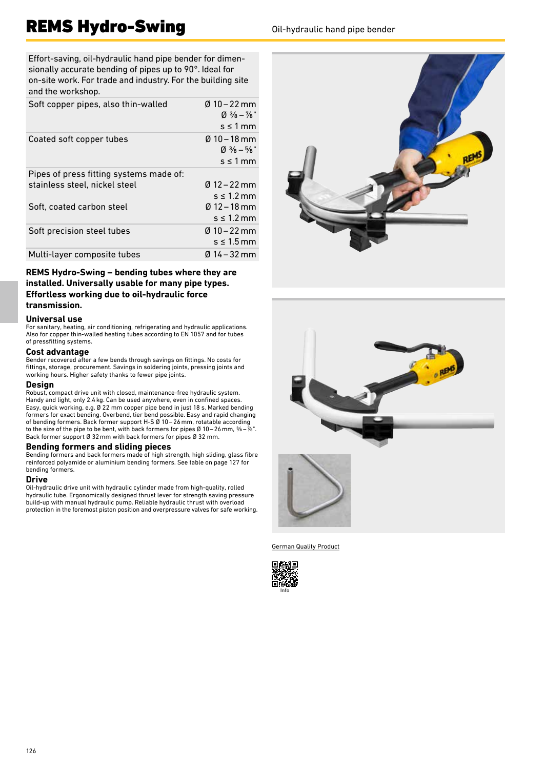# REMS Hydro-Swing

Oil-hydraulic hand pipe bender

| Effort-saving, oil-hydraulic hand pipe bender for dimensionally accurate bending of pipes up to 90°. Ideal for on-site work. For trade and industry. For the building site and the workshop. | |
|---|---|
| Soft copper pipes, also thin-walled | Ø 10 – 22 mm<br>Ø ⅜ – ⅞"<br>s ≤ 1 mm |
| Coated soft copper tubes | Ø 10 – 18 mm<br>Ø ⅜ – ⅝"<br>s ≤ 1 mm |
| Pipes of press fitting systems made of:<br>stainless steel, nickel steel | Ø 12 – 22 mm<br>s ≤ 1.2 mm |
| Soft, coated carbon steel | Ø 12 – 18 mm<br>s ≤ 1.2 mm |
| Soft precision steel tubes | Ø 10 – 22 mm<br>s ≤ 1.5 mm |
| Multi-layer composite tubes | Ø 14 – 32 mm |

**REMS Hydro-Swing – bending tubes where they are installed. Universally usable for many pipe types. Effortless working due to oil-hydraulic force transmission.**

### Universal use

For sanitary, heating, air conditioning, refrigerating and hydraulic applications. Also for copper thin-walled heating tubes according to EN 1057 and for tubes of pressfitting systems.

### Cost advantage

Bender recovered after a few bends through savings on fittings. No costs for fittings, storage, procurement. Savings in soldering joints, pressing joints and working hours. Higher safety thanks to fewer pipe joints.

### Design

Robust, compact drive unit with closed, maintenance-free hydraulic system. Handy and light, only 2.4 kg. Can be used anywhere, even in confined spaces. Easy, quick working, e.g. Ø 22 mm copper pipe bend in just 18 s. Marked bending formers for exact bending. Overbend, tier bend possible. Easy and rapid changing of bending formers. Back former support H-S Ø 10 – 26 mm, rotatable according to the size of the pipe to be bent, with back formers for pipes Ø 10 – 26 mm, ⅜ – ⅞". Back former support Ø 32 mm with back formers for pipes Ø 32 mm.

### Bending formers and sliding pieces

Bending formers and back formers made of high strength, high sliding, glass fibre reinforced polyamide or aluminium bending formers. See table on page 127 for bending formers.

### Drive

Oil-hydraulic drive unit with hydraulic cylinder made from high-quality, rolled hydraulic tube. Ergonomically designed thrust lever for strength saving pressure build-up with manual hydraulic pump. Reliable hydraulic thrust with overload protection in the foremost piston position and overpressure valves for safe working.

German Quality Product

Info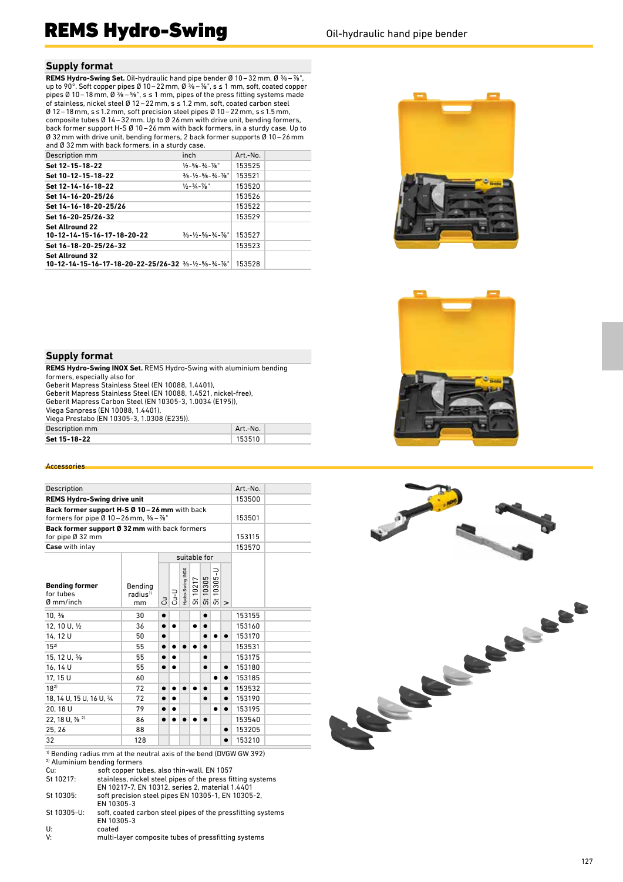# REMS Hydro-Swing

Oil-hydraulic hand pipe bender

## Supply format

**REMS Hydro-Swing Set.** Oil-hydraulic hand pipe bender Ø 10 – 32 mm, Ø ⅜ – ⅞", up to 90°. Soft copper pipes Ø 10 – 22 mm, Ø ⅜ – ⅞", s ≤ 1 mm, soft, coated copper pipes Ø 10 – 18 mm, Ø ⅜ – ⅝", s ≤ 1 mm, pipes of the press fitting systems made of stainless, nickel steel Ø 12 – 22 mm, s ≤ 1.2 mm, soft, coated carbon steel Ø 12 – 18 mm, s ≤ 1.2 mm, soft precision steel pipes Ø 10 – 22 mm, s ≤ 1.5 mm, composite tubes Ø 14 – 32 mm. Up to Ø 26 mm with drive unit, bending formers, back former support H-S Ø 10 – 26 mm with back formers, in a sturdy case. Up to Ø 32 mm with drive unit, bending formers, 2 back former supports Ø 10 – 26 mm and Ø 32 mm with back formers, in a sturdy case.

| Description mm | inch | Art.-No. |
|---|---|---|
| **Set 12-15-18-22** | ½-⅝-¾-⅞" | 153525 |
| **Set 10-12-15-18-22** | ⅜-½-⅝-¾-⅞" | 153521 |
| **Set 12-14-16-18-22** | ½-¾-⅞" | 153520 |
| **Set 14-16-20-25/26** | | 153526 |
| **Set 14-16-18-20-25/26** | | 153522 |
| **Set 16-20-25/26-32** | | 153529 |
| **Set Allround 22** **10-12-14-15-16-17-18-20-22** | ⅜-½-⅝-¾-⅞" | 153527 |
| **Set 16-18-20-25/26-32** | | 153523 |
| **Set Allround 32** **10-12-14-15-16-17-18-20-22-25/26-32** | ⅜-½-⅝-¾-⅞" | 153528 |

## Supply format

**REMS Hydro-Swing INOX Set.** REMS Hydro-Swing with aluminium bending formers, especially also for
Geberit Mapress Stainless Steel (EN 10088, 1.4401),
Geberit Mapress Stainless Steel (EN 10088, 1.4521, nickel-free),
Geberit Mapress Carbon Steel (EN 10305-3, 1.0034 (E195)),
Viega Sanpress (EN 10088, 1.4401),
Viega Prestabo (EN 10305-3, 1.0308 (E235)).

| Description mm | Art.-No. |
|---|---|
| **Set 15-18-22** | 153510 |

### Accessories

| Description | Art.-No. |
|---|---|
| **REMS Hydro-Swing drive unit** | 153500 |
| **Back former support H-S Ø 10 – 26 mm** with back formers for pipe Ø 10 – 26 mm, ⅜ – ⅞" | 153501 |
| **Back former support Ø 32 mm** with back formers for pipe Ø 32 mm | 153115 |
| **Case** with inlay | 153570 |

| Bending former for tubes Ø mm/inch | Bending radius[1] mm | suitable for | | | | | | | Art.-No. |
|---|---|---|---|---|---|---|---|---|---|
| | | Cu | Cu-U | Hydro-Swing INOX | St 10217 | St 10305 | St 10305-U | V | |
| 10, ⅜ | 30 | ● | | | | ● | | | 153155 |
| 12, 10 U, ½ | 36 | ● | ● | | ● | ● | | | 153160 |
| 14, 12 U | 50 | ● | | | | ● | ● | ● | 153170 |
| 15[2] | 55 | ● | ● | ● | ● | ● | | | 153531 |
| 15, 12 U, ⅝ | 55 | ● | ● | | | ● | | | 153175 |
| 16, 14 U | 55 | ● | ● | | | ● | | ● | 153180 |
| 17, 15 U | 60 | | | | | | ● | ● | 153185 |
| 18[2] | 72 | ● | ● | ● | ● | ● | | ● | 153532 |
| 18, 14 U, 15 U, 16 U, ¾ | 72 | ● | ● | | | ● | | ● | 153190 |
| 20, 18 U | 79 | ● | ● | | | | ● | ● | 153195 |
| 22, 18 U, ⅞ [2] | 86 | ● | ● | ● | ● | ● | | | 153540 |
| 25, 26 | 88 | | | | | | | ● | 153205 |
| 32 | 128 | | | | | | | ● | 153210 |

[1] Bending radius mm at the neutral axis of the bend (DVGW GW 392)
[2] Aluminium bending formers

Cu: soft copper tubes, also thin-wall, EN 1057
St 10217: stainless, nickel steel pipes of the press fitting systems EN 10217-7, EN 10312, series 2, material 1.4401
St 10305: soft precision steel pipes EN 10305-1, EN 10305-2, EN 10305-3
St 10305-U: soft, coated carbon steel pipes of the pressfitting systems EN 10305-3
U: coated
V: multi-layer composite tubes of pressfitting systems